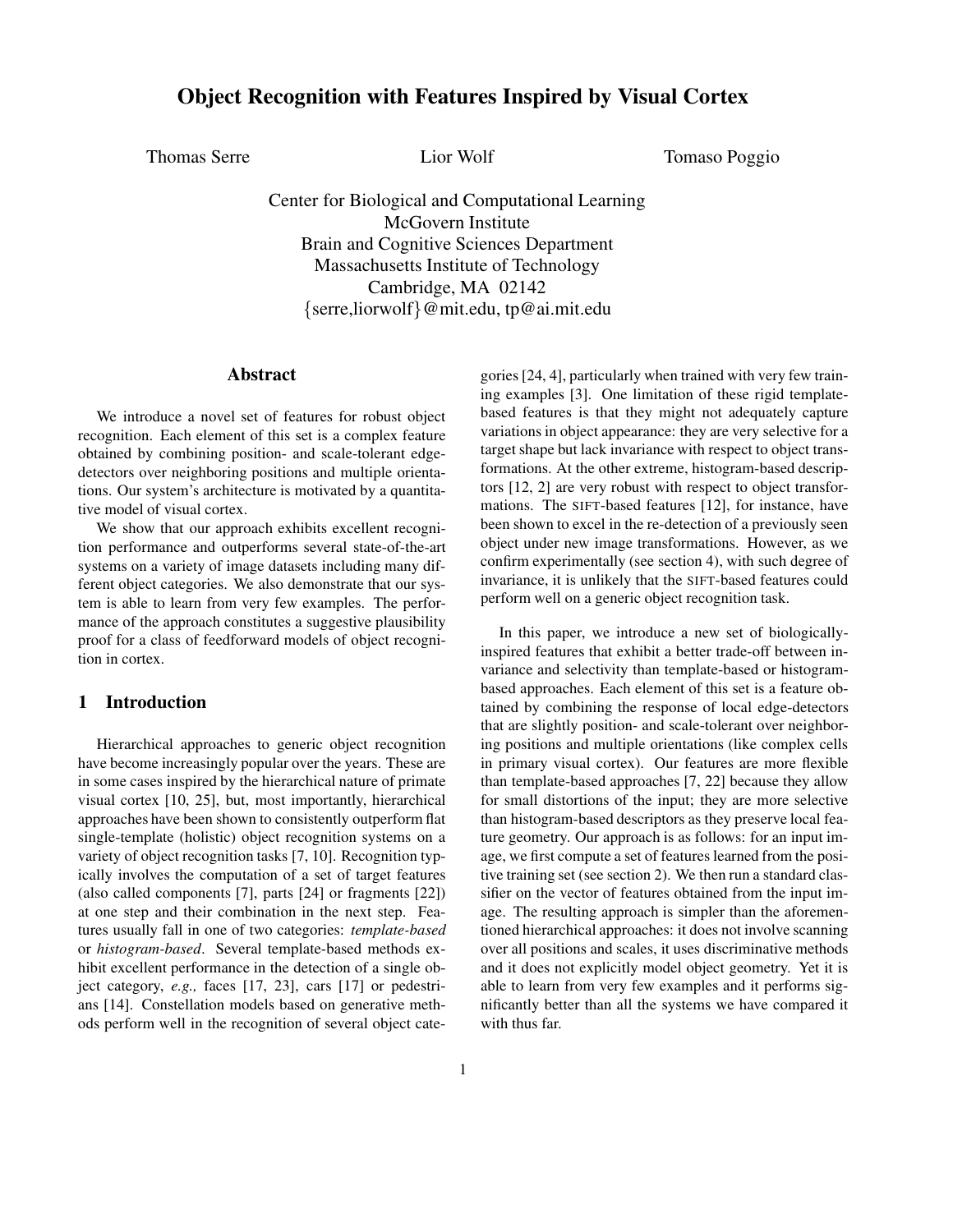# Object Recognition with Features Inspired by Visual Cortex

Thomas Serre Lior Wolf Tomaso Poggio

Center for Biological and Computational Learning
McGovern Institute
Brain and Cognitive Sciences Department
Massachusetts Institute of Technology
Cambridge, MA 02142
{serre,liorwolf}@mit.edu, tp@ai.mit.edu

## Abstract

We introduce a novel set of features for robust object recognition. Each element of this set is a complex feature obtained by combining position- and scale-tolerant edge-detectors over neighboring positions and multiple orientations. Our system's architecture is motivated by a quantitative model of visual cortex.

We show that our approach exhibits excellent recognition performance and outperforms several state-of-the-art systems on a variety of image datasets including many different object categories. We also demonstrate that our system is able to learn from very few examples. The performance of the approach constitutes a suggestive plausibility proof for a class of feedforward models of object recognition in cortex.

## 1 Introduction

Hierarchical approaches to generic object recognition have become increasingly popular over the years. These are in some cases inspired by the hierarchical nature of primate visual cortex [10, 25], but, most importantly, hierarchical approaches have been shown to consistently outperform flat single-template (holistic) object recognition systems on a variety of object recognition tasks [7, 10]. Recognition typically involves the computation of a set of target features (also called components [7], parts [24] or fragments [22]) at one step and their combination in the next step. Features usually fall in one of two categories: *template-based* or *histogram-based*. Several template-based methods exhibit excellent performance in the detection of a single object category, *e.g.,* faces [17, 23], cars [17] or pedestrians [14]. Constellation models based on generative methods perform well in the recognition of several object categories [24, 4], particularly when trained with very few training examples [3]. One limitation of these rigid template-based features is that they might not adequately capture variations in object appearance: they are very selective for a target shape but lack invariance with respect to object transformations. At the other extreme, histogram-based descriptors [12, 2] are very robust with respect to object transformations. The SIFT-based features [12], for instance, have been shown to excel in the re-detection of a previously seen object under new image transformations. However, as we confirm experimentally (see section 4), with such degree of invariance, it is unlikely that the SIFT-based features could perform well on a generic object recognition task.

In this paper, we introduce a new set of biologically-inspired features that exhibit a better trade-off between invariance and selectivity than template-based or histogram-based approaches. Each element of this set is a feature obtained by combining the response of local edge-detectors that are slightly position- and scale-tolerant over neighboring positions and multiple orientations (like complex cells in primary visual cortex). Our features are more flexible than template-based approaches [7, 22] because they allow for small distortions of the input; they are more selective than histogram-based descriptors as they preserve local feature geometry. Our approach is as follows: for an input image, we first compute a set of features learned from the positive training set (see section 2). We then run a standard classifier on the vector of features obtained from the input image. The resulting approach is simpler than the aforementioned hierarchical approaches: it does not involve scanning over all positions and scales, it uses discriminative methods and it does not explicitly model object geometry. Yet it is able to learn from very few examples and it performs significantly better than all the systems we have compared it with thus far.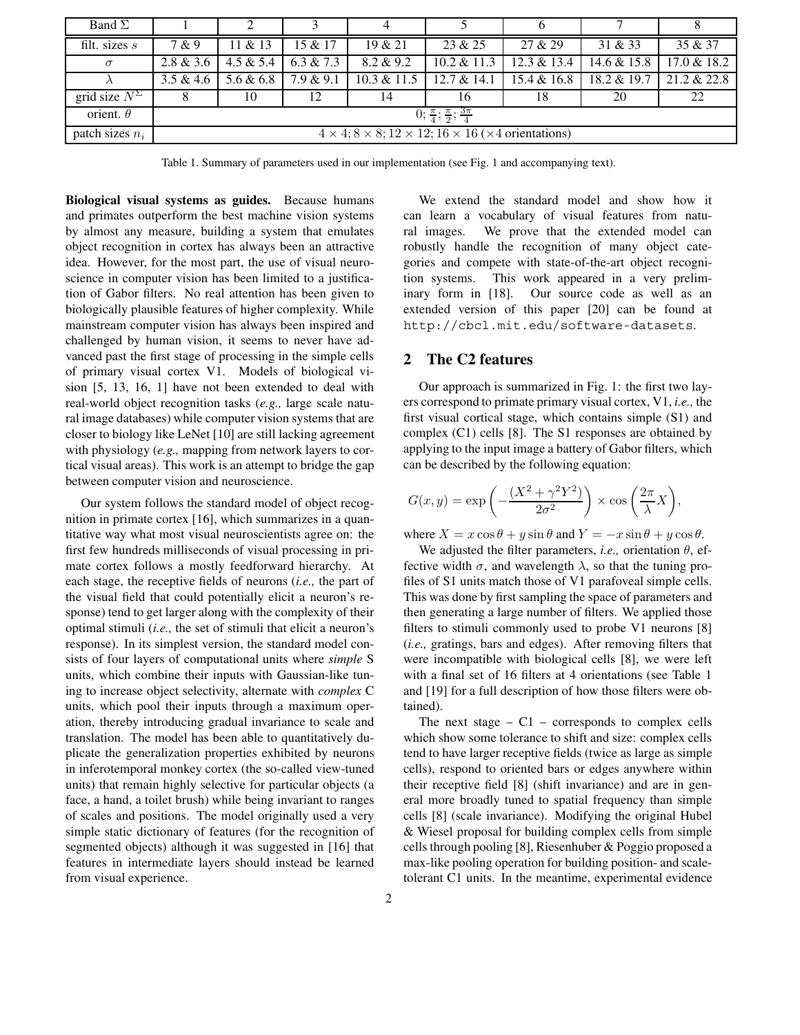| Band $\Sigma$ | 1 | 2 | 3 | 4 | 5 | 6 | 7 | 8 |
|---|---|---|---|---|---|---|---|---|
| filt. sizes $s$ | 7 & 9 | 11 & 13 | 15 & 17 | 19 & 21 | 23 & 25 | 27 & 29 | 31 & 33 | 35 & 37 |
| $\sigma$ | 2.8 & 3.6 | 4.5 & 5.4 | 6.3 & 7.3 | 8.2 & 9.2 | 10.2 & 11.3 | 12.3 & 13.4 | 14.6 & 15.8 | 17.0 & 18.2 |
| $\lambda$ | 3.5 & 4.6 | 5.6 & 6.8 | 7.9 & 9.1 | 10.3 & 11.5 | 12.7 & 14.1 | 15.4 & 16.8 | 18.2 & 19.7 | 21.2 & 22.8 |
| grid size $N^{\Sigma}$ | 8 | 10 | 12 | 14 | 16 | 18 | 20 | 22 |
| orient. $\theta$ | $0; \frac{\pi}{4}; \frac{\pi}{2}; \frac{3\pi}{4}$ | | | | | | | |
| patch sizes $n_i$ | $4 \times 4; 8 \times 8; 12 \times 12; 16 \times 16$ ($\times 4$ orientations) | | | | | | | |

Table 1. Summary of parameters used in our implementation (see Fig. 1 and accompanying text).

**Biological visual systems as guides.** Because humans and primates outperform the best machine vision systems by almost any measure, building a system that emulates object recognition in cortex has always been an attractive idea. However, for the most part, the use of visual neuroscience in computer vision has been limited to a justification of Gabor filters. No real attention has been given to biologically plausible features of higher complexity. While mainstream computer vision has always been inspired and challenged by human vision, it seems to never have advanced past the first stage of processing in the simple cells of primary visual cortex V1. Models of biological vision [5, 13, 16, 1] have not been extended to deal with real-world object recognition tasks (*e.g.,* large scale natural image databases) while computer vision systems that are closer to biology like LeNet [10] are still lacking agreement with physiology (*e.g.,* mapping from network layers to cortical visual areas). This work is an attempt to bridge the gap between computer vision and neuroscience.

Our system follows the standard model of object recognition in primate cortex [16], which summarizes in a quantitative way what most visual neuroscientists agree on: the first few hundreds milliseconds of visual processing in primate cortex follows a mostly feedforward hierarchy. At each stage, the receptive fields of neurons (*i.e.,* the part of the visual field that could potentially elicit a neuron's response) tend to get larger along with the complexity of their optimal stimuli (*i.e.,* the set of stimuli that elicit a neuron's response). In its simplest version, the standard model consists of four layers of computational units where *simple* S units, which combine their inputs with Gaussian-like tuning to increase object selectivity, alternate with *complex* C units, which pool their inputs through a maximum operation, thereby introducing gradual invariance to scale and translation. The model has been able to quantitatively duplicate the generalization properties exhibited by neurons in inferotemporal monkey cortex (the so-called view-tuned units) that remain highly selective for particular objects (a face, a hand, a toilet brush) while being invariant to ranges of scales and positions. The model originally used a very simple static dictionary of features (for the recognition of segmented objects) although it was suggested in [16] that features in intermediate layers should instead be learned from visual experience.

We extend the standard model and show how it can learn a vocabulary of visual features from natural images. We prove that the extended model can robustly handle the recognition of many object categories and compete with state-of-the-art object recognition systems. This work appeared in a very preliminary form in [18]. Our source code as well as an extended version of this paper [20] can be found at `http://cbcl.mit.edu/software-datasets`.

## 2 The C2 features

Our approach is summarized in Fig. 1: the first two layers correspond to primate primary visual cortex, V1, *i.e.,* the first visual cortical stage, which contains simple (S1) and complex (C1) cells [8]. The S1 responses are obtained by applying to the input image a battery of Gabor filters, which can be described by the following equation:

$$G(x, y) = \exp\left(-\frac{(X^2 + \gamma^2 Y^2)}{2\sigma^2}\right) \times \cos\left(\frac{2\pi}{\lambda} X\right),$$

where $X = x\cos\theta + y\sin\theta$ and $Y = -x\sin\theta + y\cos\theta$.

We adjusted the filter parameters, *i.e.,* orientation $\theta$, effective width $\sigma$, and wavelength $\lambda$, so that the tuning profiles of S1 units match those of V1 parafoveal simple cells. This was done by first sampling the space of parameters and then generating a large number of filters. We applied those filters to stimuli commonly used to probe V1 neurons [8] (*i.e.,* gratings, bars and edges). After removing filters that were incompatible with biological cells [8], we were left with a final set of 16 filters at 4 orientations (see Table 1 and [19] for a full description of how those filters were obtained).

The next stage – C1 – corresponds to complex cells which show some tolerance to shift and size: complex cells tend to have larger receptive fields (twice as large as simple cells), respond to oriented bars or edges anywhere within their receptive field [8] (shift invariance) and are in general more broadly tuned to spatial frequency than simple cells [8] (scale invariance). Modifying the original Hubel & Wiesel proposal for building complex cells from simple cells through pooling [8], Riesenhuber & Poggio proposed a max-like pooling operation for building position- and scale-tolerant C1 units. In the meantime, experimental evidence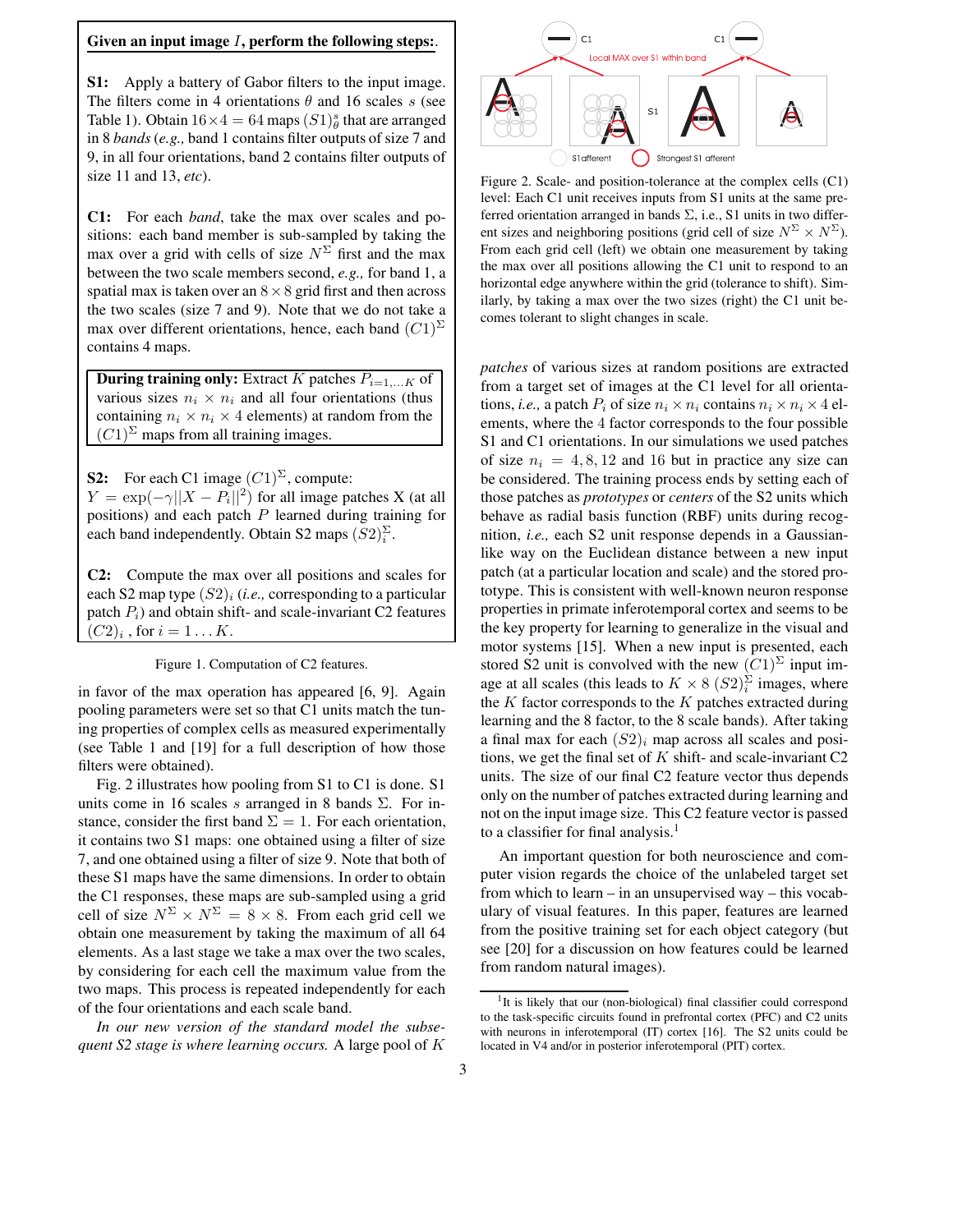**Given an input image $I$, perform the following steps:**.

**S1:** Apply a battery of Gabor filters to the input image. The filters come in 4 orientations $\theta$ and 16 scales $s$ (see Table 1). Obtain $16 \times 4 = 64$ maps $(S1)^s_\theta$ that are arranged in 8 *bands* (*e.g.,* band 1 contains filter outputs of size 7 and 9, in all four orientations, band 2 contains filter outputs of size 11 and 13, *etc*).

**C1:** For each *band*, take the max over scales and positions: each band member is sub-sampled by taking the max over a grid with cells of size $N^\Sigma$ first and the max between the two scale members second, *e.g.,* for band 1, a spatial max is taken over an $8 \times 8$ grid first and then across the two scales (size 7 and 9). Note that we do not take a max over different orientations, hence, each band $(C1)^\Sigma$ contains 4 maps.

**During training only:** Extract $K$ patches $P_{i=1,...K}$ of various sizes $n_i \times n_i$ and all four orientations (thus containing $n_i \times n_i \times 4$ elements) at random from the $(C1)^\Sigma$ maps from all training images.

**S2:** For each C1 image $(C1)^\Sigma$, compute: $Y = \exp(-\gamma||X - P_i||^2)$ for all image patches X (at all positions) and each patch $P$ learned during training for each band independently. Obtain S2 maps $(S2)^\Sigma_i$.

**C2:** Compute the max over all positions and scales for each S2 map type $(S2)_i$ (*i.e.,* corresponding to a particular patch $P_i$) and obtain shift- and scale-invariant C2 features $(C2)_i$ , for $i = 1 \ldots K$.

Figure 1. Computation of C2 features.

in favor of the max operation has appeared [6, 9]. Again pooling parameters were set so that C1 units match the tuning properties of complex cells as measured experimentally (see Table 1 and [19] for a full description of how those filters were obtained).

Fig. 2 illustrates how pooling from S1 to C1 is done. S1 units come in 16 scales $s$ arranged in 8 bands $\Sigma$. For instance, consider the first band $\Sigma = 1$. For each orientation, it contains two S1 maps: one obtained using a filter of size 7, and one obtained using a filter of size 9. Note that both of these S1 maps have the same dimensions. In order to obtain the C1 responses, these maps are sub-sampled using a grid cell of size $N^\Sigma \times N^\Sigma = 8 \times 8$. From each grid cell we obtain one measurement by taking the maximum of all 64 elements. As a last stage we take a max over the two scales, by considering for each cell the maximum value from the two maps. This process is repeated independently for each of the four orientations and each scale band.

*In our new version of the standard model the subsequent S2 stage is where learning occurs.* A large pool of $K$ *patches* of various sizes at random positions are extracted from a target set of images at the C1 level for all orientations, *i.e.,* a patch $P_i$ of size $n_i \times n_i$ contains $n_i \times n_i \times 4$ elements, where the 4 factor corresponds to the four possible S1 and C1 orientations. In our simulations we used patches of size $n_i = 4, 8, 12$ and 16 but in practice any size can be considered. The training process ends by setting each of those patches as *prototypes* or *centers* of the S2 units which behave as radial basis function (RBF) units during recognition, *i.e.,* each S2 unit response depends in a Gaussian-like way on the Euclidean distance between a new input patch (at a particular location and scale) and the stored prototype. This is consistent with well-known neuron response properties in primate inferotemporal cortex and seems to be the key property for learning to generalize in the visual and motor systems [15]. When a new input is presented, each stored S2 unit is convolved with the new $(C1)^\Sigma$ input image at all scales (this leads to $K \times 8$ $(S2)^\Sigma_i$ images, where the $K$ factor corresponds to the $K$ patches extracted during learning and the 8 factor, to the 8 scale bands). After taking a final max for each $(S2)_i$ map across all scales and positions, we get the final set of $K$ shift- and scale-invariant C2 units. The size of our final C2 feature vector thus depends only on the number of patches extracted during learning and not on the input image size. This C2 feature vector is passed to a classifier for final analysis.[1]

Figure 2. Scale- and position-tolerance at the complex cells (C1) level: Each C1 unit receives inputs from S1 units at the same preferred orientation arranged in bands $\Sigma$, i.e., S1 units in two different sizes and neighboring positions (grid cell of size $N^\Sigma \times N^\Sigma$). From each grid cell (left) we obtain one measurement by taking the max over all positions allowing the C1 unit to respond to an horizontal edge anywhere within the grid (tolerance to shift). Similarly, by taking a max over the two sizes (right) the C1 unit becomes tolerant to slight changes in scale.

An important question for both neuroscience and computer vision regards the choice of the unlabeled target set from which to learn – in an unsupervised way – this vocabulary of visual features. In this paper, features are learned from the positive training set for each object category (but see [20] for a discussion on how features could be learned from random natural images).

[1] It is likely that our (non-biological) final classifier could correspond to the task-specific circuits found in prefrontal cortex (PFC) and C2 units with neurons in inferotemporal (IT) cortex [16]. The S2 units could be located in V4 and/or in posterior inferotemporal (PIT) cortex.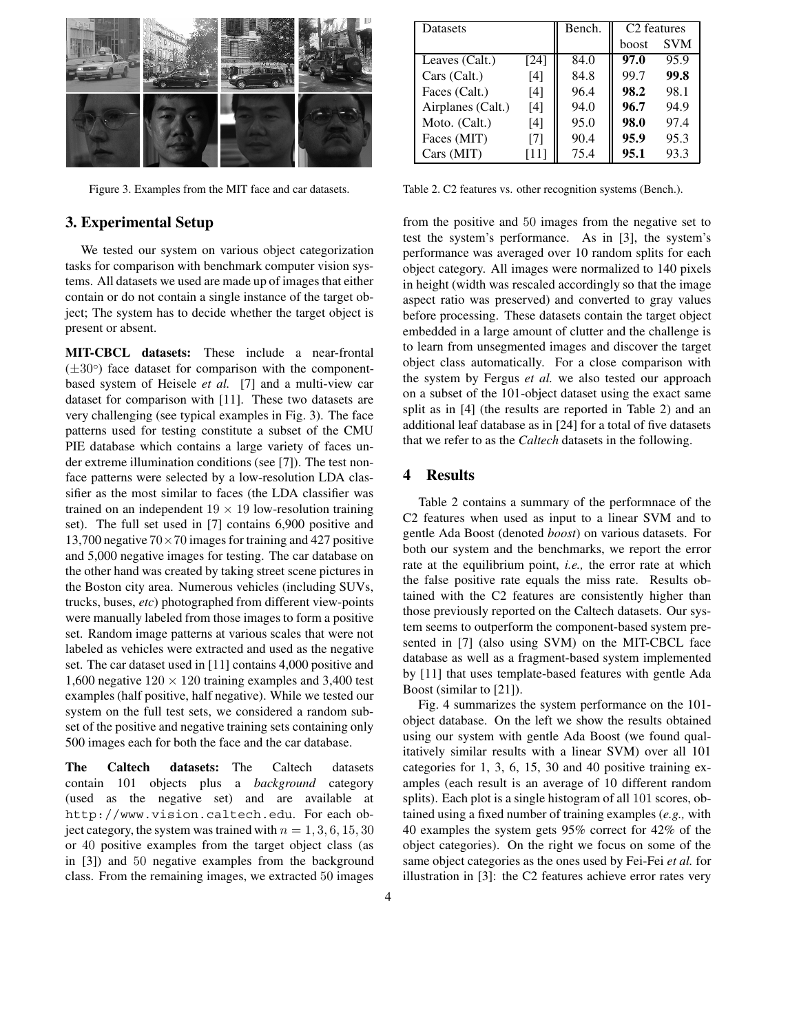Figure 3. Examples from the MIT face and car datasets.

| Datasets | | Bench. | C2 features | |
|---|---|---|---|---|
| | | | boost | SVM |
| Leaves (Calt.) | [24] | 84.0 | **97.0** | 95.9 |
| Cars (Calt.) | [4] | 84.8 | 99.7 | **99.8** |
| Faces (Calt.) | [4] | 96.4 | **98.2** | 98.1 |
| Airplanes (Calt.) | [4] | 94.0 | **96.7** | 94.9 |
| Moto. (Calt.) | [4] | 95.0 | **98.0** | 97.4 |
| Faces (MIT) | [7] | 90.4 | **95.9** | 95.3 |
| Cars (MIT) | [11] | 75.4 | **95.1** | 93.3 |

Table 2. C2 features vs. other recognition systems (Bench.).

## 3. Experimental Setup

We tested our system on various object categorization tasks for comparison with benchmark computer vision systems. All datasets we used are made up of images that either contain or do not contain a single instance of the target object; The system has to decide whether the target object is present or absent.

**MIT-CBCL datasets:** These include a near-frontal ($\pm 30^{\circ}$) face dataset for comparison with the component-based system of Heisele *et al.* [7] and a multi-view car dataset for comparison with [11]. These two datasets are very challenging (see typical examples in Fig. 3). The face patterns used for testing constitute a subset of the CMU PIE database which contains a large variety of faces under extreme illumination conditions (see [7]). The test non-face patterns were selected by a low-resolution LDA classifier as the most similar to faces (the LDA classifier was trained on an independent $19 \times 19$ low-resolution training set). The full set used in [7] contains 6,900 positive and 13,700 negative $70 \times 70$ images for training and 427 positive and 5,000 negative images for testing. The car database on the other hand was created by taking street scene pictures in the Boston city area. Numerous vehicles (including SUVs, trucks, buses, *etc*) photographed from different view-points were manually labeled from those images to form a positive set. Random image patterns at various scales that were not labeled as vehicles were extracted and used as the negative set. The car dataset used in [11] contains 4,000 positive and 1,600 negative $120 \times 120$ training examples and 3,400 test examples (half positive, half negative). While we tested our system on the full test sets, we considered a random subset of the positive and negative training sets containing only 500 images each for both the face and the car database.

**The Caltech datasets:** The Caltech datasets contain 101 objects plus a *background* category (used as the negative set) and are available at http://www.vision.caltech.edu. For each object category, the system was trained with $n = 1, 3, 6, 15, 30$ or $40$ positive examples from the target object class (as in [3]) and $50$ negative examples from the background class. From the remaining images, we extracted $50$ images from the positive and $50$ images from the negative set to test the system's performance. As in [3], the system's performance was averaged over 10 random splits for each object category. All images were normalized to 140 pixels in height (width was rescaled accordingly so that the image aspect ratio was preserved) and converted to gray values before processing. These datasets contain the target object embedded in a large amount of clutter and the challenge is to learn from unsegmented images and discover the target object class automatically. For a close comparison with the system by Fergus *et al.* we also tested our approach on a subset of the 101-object dataset using the exact same split as in [4] (the results are reported in Table 2) and an additional leaf database as in [24] for a total of five datasets that we refer to as the *Caltech* datasets in the following.

## 4 Results

Table 2 contains a summary of the performnace of the C2 features when used as input to a linear SVM and to gentle Ada Boost (denoted *boost*) on various datasets. For both our system and the benchmarks, we report the error rate at the equilibrium point, *i.e.,* the error rate at which the false positive rate equals the miss rate. Results obtained with the C2 features are consistently higher than those previously reported on the Caltech datasets. Our system seems to outperform the component-based system presented in [7] (also using SVM) on the MIT-CBCL face database as well as a fragment-based system implemented by [11] that uses template-based features with gentle Ada Boost (similar to [21]).

Fig. 4 summarizes the system performance on the 101-object database. On the left we show the results obtained using our system with gentle Ada Boost (we found qualitatively similar results with a linear SVM) over all 101 categories for 1, 3, 6, 15, 30 and 40 positive training examples (each result is an average of 10 different random splits). Each plot is a single histogram of all $101$ scores, obtained using a fixed number of training examples (*e.g.,* with 40 examples the system gets 95% correct for 42% of the object categories). On the right we focus on some of the same object categories as the ones used by Fei-Fei *et al.* for illustration in [3]: the C2 features achieve error rates very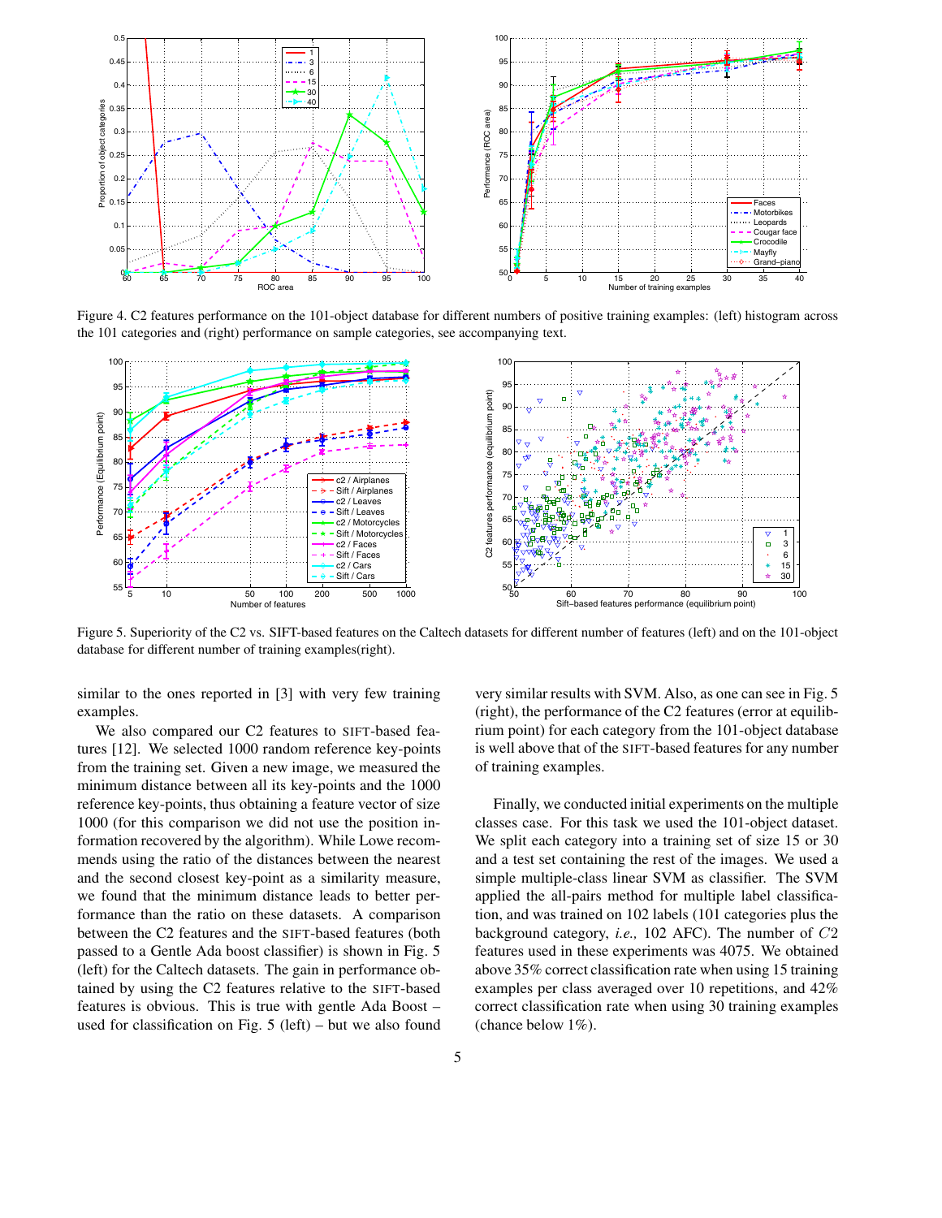Figure 4. C2 features performance on the 101-object database for different numbers of positive training examples: (left) histogram across the 101 categories and (right) performance on sample categories, see accompanying text.

Figure 5. Superiority of the C2 vs. SIFT-based features on the Caltech datasets for different number of features (left) and on the 101-object database for different number of training examples(right).

similar to the ones reported in [3] with very few training examples.

We also compared our C2 features to SIFT-based features [12]. We selected 1000 random reference key-points from the training set. Given a new image, we measured the minimum distance between all its key-points and the 1000 reference key-points, thus obtaining a feature vector of size 1000 (for this comparison we did not use the position information recovered by the algorithm). While Lowe recommends using the ratio of the distances between the nearest and the second closest key-point as a similarity measure, we found that the minimum distance leads to better performance than the ratio on these datasets. A comparison between the C2 features and the SIFT-based features (both passed to a Gentle Ada boost classifier) is shown in Fig. 5 (left) for the Caltech datasets. The gain in performance obtained by using the C2 features relative to the SIFT-based features is obvious. This is true with gentle Ada Boost – used for classification on Fig. 5 (left) – but we also found very similar results with SVM. Also, as one can see in Fig. 5 (right), the performance of the C2 features (error at equilibrium point) for each category from the 101-object database is well above that of the SIFT-based features for any number of training examples.

Finally, we conducted initial experiments on the multiple classes case. For this task we used the 101-object dataset. We split each category into a training set of size 15 or 30 and a test set containing the rest of the images. We used a simple multiple-class linear SVM as classifier. The SVM applied the all-pairs method for multiple label classification, and was trained on 102 labels (101 categories plus the background category, *i.e.,* 102 AFC). The number of $C2$ features used in these experiments was 4075. We obtained above 35% correct classification rate when using 15 training examples per class averaged over 10 repetitions, and 42% correct classification rate when using 30 training examples (chance below 1%).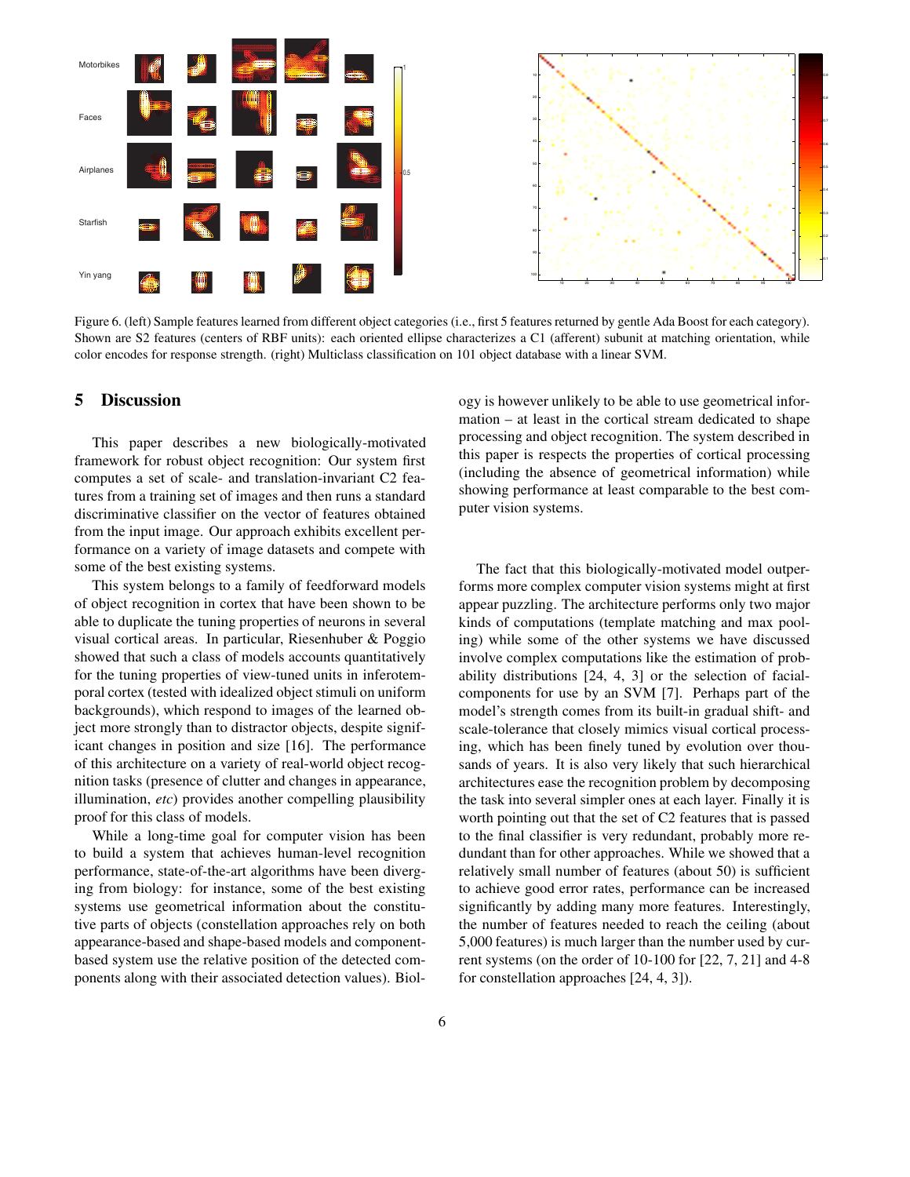Motorbikes

Faces

Airplanes

Starfish

Yin yang

Figure 6. (left) Sample features learned from different object categories (i.e., first 5 features returned by gentle Ada Boost for each category). Shown are S2 features (centers of RBF units): each oriented ellipse characterizes a C1 (afferent) subunit at matching orientation, while color encodes for response strength. (right) Multiclass classification on 101 object database with a linear SVM.

## 5 Discussion

This paper describes a new biologically-motivated framework for robust object recognition: Our system first computes a set of scale- and translation-invariant C2 features from a training set of images and then runs a standard discriminative classifier on the vector of features obtained from the input image. Our approach exhibits excellent performance on a variety of image datasets and compete with some of the best existing systems.

This system belongs to a family of feedforward models of object recognition in cortex that have been shown to be able to duplicate the tuning properties of neurons in several visual cortical areas. In particular, Riesenhuber & Poggio showed that such a class of models accounts quantitatively for the tuning properties of view-tuned units in inferotemporal cortex (tested with idealized object stimuli on uniform backgrounds), which respond to images of the learned object more strongly than to distractor objects, despite significant changes in position and size [16]. The performance of this architecture on a variety of real-world object recognition tasks (presence of clutter and changes in appearance, illumination, *etc*) provides another compelling plausibility proof for this class of models.

While a long-time goal for computer vision has been to build a system that achieves human-level recognition performance, state-of-the-art algorithms have been diverging from biology: for instance, some of the best existing systems use geometrical information about the constitutive parts of objects (constellation approaches rely on both appearance-based and shape-based models and component-based system use the relative position of the detected components along with their associated detection values). Biology is however unlikely to be able to use geometrical information – at least in the cortical stream dedicated to shape processing and object recognition. The system described in this paper is respects the properties of cortical processing (including the absence of geometrical information) while showing performance at least comparable to the best computer vision systems.

The fact that this biologically-motivated model outperforms more complex computer vision systems might at first appear puzzling. The architecture performs only two major kinds of computations (template matching and max pooling) while some of the other systems we have discussed involve complex computations like the estimation of probability distributions [24, 4, 3] or the selection of facial-components for use by an SVM [7]. Perhaps part of the model's strength comes from its built-in gradual shift- and scale-tolerance that closely mimics visual cortical processing, which has been finely tuned by evolution over thousands of years. It is also very likely that such hierarchical architectures ease the recognition problem by decomposing the task into several simpler ones at each layer. Finally it is worth pointing out that the set of C2 features that is passed to the final classifier is very redundant, probably more redundant than for other approaches. While we showed that a relatively small number of features (about 50) is sufficient to achieve good error rates, performance can be increased significantly by adding many more features. Interestingly, the number of features needed to reach the ceiling (about 5,000 features) is much larger than the number used by current systems (on the order of 10-100 for [22, 7, 21] and 4-8 for constellation approaches [24, 4, 3]).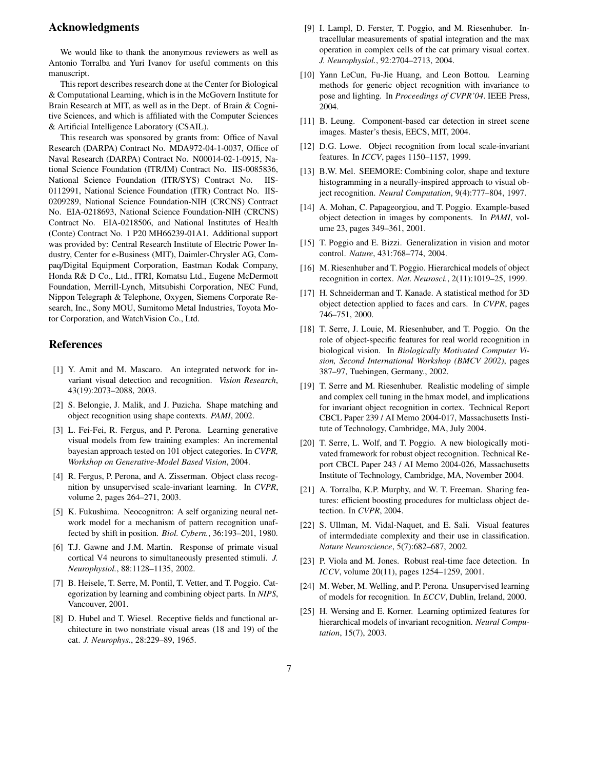## Acknowledgments

We would like to thank the anonymous reviewers as well as Antonio Torralba and Yuri Ivanov for useful comments on this manuscript.

This report describes research done at the Center for Biological & Computational Learning, which is in the McGovern Institute for Brain Research at MIT, as well as in the Dept. of Brain & Cognitive Sciences, and which is affiliated with the Computer Sciences & Artificial Intelligence Laboratory (CSAIL).

This research was sponsored by grants from: Office of Naval Research (DARPA) Contract No. MDA972-04-1-0037, Office of Naval Research (DARPA) Contract No. N00014-02-1-0915, National Science Foundation (ITR/IM) Contract No. IIS-0085836, National Science Foundation (ITR/SYS) Contract No. IIS-0112991, National Science Foundation (ITR) Contract No. IIS-0209289, National Science Foundation-NIH (CRCNS) Contract No. EIA-0218693, National Science Foundation-NIH (CRCNS) Contract No. EIA-0218506, and National Institutes of Health (Conte) Contract No. 1 P20 MH66239-01A1. Additional support was provided by: Central Research Institute of Electric Power Industry, Center for e-Business (MIT), Daimler-Chrysler AG, Compaq/Digital Equipment Corporation, Eastman Kodak Company, Honda R& D Co., Ltd., ITRI, Komatsu Ltd., Eugene McDermott Foundation, Merrill-Lynch, Mitsubishi Corporation, NEC Fund, Nippon Telegraph & Telephone, Oxygen, Siemens Corporate Research, Inc., Sony MOU, Sumitomo Metal Industries, Toyota Motor Corporation, and WatchVision Co., Ltd.

## References

[1] Y. Amit and M. Mascaro. An integrated network for invariant visual detection and recognition. *Vision Research*, 43(19):2073–2088, 2003.

[2] S. Belongie, J. Malik, and J. Puzicha. Shape matching and object recognition using shape contexts. *PAMI*, 2002.

[3] L. Fei-Fei, R. Fergus, and P. Perona. Learning generative visual models from few training examples: An incremental bayesian approach tested on 101 object categories. In *CVPR, Workshop on Generative-Model Based Vision*, 2004.

[4] R. Fergus, P. Perona, and A. Zisserman. Object class recognition by unsupervised scale-invariant learning. In *CVPR*, volume 2, pages 264–271, 2003.

[5] K. Fukushima. Neocognitron: A self organizing neural network model for a mechanism of pattern recognition unaffected by shift in position. *Biol. Cybern.*, 36:193–201, 1980.

[6] T.J. Gawne and J.M. Martin. Response of primate visual cortical V4 neurons to simultaneously presented stimuli. *J. Neurophysiol.*, 88:1128–1135, 2002.

[7] B. Heisele, T. Serre, M. Pontil, T. Vetter, and T. Poggio. Categorization by learning and combining object parts. In *NIPS*, Vancouver, 2001.

[8] D. Hubel and T. Wiesel. Receptive fields and functional architecture in two nonstriate visual areas (18 and 19) of the cat. *J. Neurophys.*, 28:229–89, 1965.

[9] I. Lampl, D. Ferster, T. Poggio, and M. Riesenhuber. Intracellular measurements of spatial integration and the max operation in complex cells of the cat primary visual cortex. *J. Neurophysiol.*, 92:2704–2713, 2004.

[10] Yann LeCun, Fu-Jie Huang, and Leon Bottou. Learning methods for generic object recognition with invariance to pose and lighting. In *Proceedings of CVPR'04*. IEEE Press, 2004.

[11] B. Leung. Component-based car detection in street scene images. Master's thesis, EECS, MIT, 2004.

[12] D.G. Lowe. Object recognition from local scale-invariant features. In *ICCV*, pages 1150–1157, 1999.

[13] B.W. Mel. SEEMORE: Combining color, shape and texture histogramming in a neurally-inspired approach to visual object recognition. *Neural Computation*, 9(4):777–804, 1997.

[14] A. Mohan, C. Papageorgiou, and T. Poggio. Example-based object detection in images by components. In *PAMI*, volume 23, pages 349–361, 2001.

[15] T. Poggio and E. Bizzi. Generalization in vision and motor control. *Nature*, 431:768–774, 2004.

[16] M. Riesenhuber and T. Poggio. Hierarchical models of object recognition in cortex. *Nat. Neurosci.*, 2(11):1019–25, 1999.

[17] H. Schneiderman and T. Kanade. A statistical method for 3D object detection applied to faces and cars. In *CVPR*, pages 746–751, 2000.

[18] T. Serre, J. Louie, M. Riesenhuber, and T. Poggio. On the role of object-specific features for real world recognition in biological vision. In *Biologically Motivated Computer Vision, Second International Workshop (BMCV 2002)*, pages 387–97, Tuebingen, Germany., 2002.

[19] T. Serre and M. Riesenhuber. Realistic modeling of simple and complex cell tuning in the hmax model, and implications for invariant object recognition in cortex. Technical Report CBCL Paper 239 / AI Memo 2004-017, Massachusetts Institute of Technology, Cambridge, MA, July 2004.

[20] T. Serre, L. Wolf, and T. Poggio. A new biologically motivated framework for robust object recognition. Technical Report CBCL Paper 243 / AI Memo 2004-026, Massachusetts Institute of Technology, Cambridge, MA, November 2004.

[21] A. Torralba, K.P. Murphy, and W. T. Freeman. Sharing features: efficient boosting procedures for multiclass object detection. In *CVPR*, 2004.

[22] S. Ullman, M. Vidal-Naquet, and E. Sali. Visual features of intermdediate complexity and their use in classification. *Nature Neuroscience*, 5(7):682–687, 2002.

[23] P. Viola and M. Jones. Robust real-time face detection. In *ICCV*, volume 20(11), pages 1254–1259, 2001.

[24] M. Weber, M. Welling, and P. Perona. Unsupervised learning of models for recognition. In *ECCV*, Dublin, Ireland, 2000.

[25] H. Wersing and E. Korner. Learning optimized features for hierarchical models of invariant recognition. *Neural Computation*, 15(7), 2003.